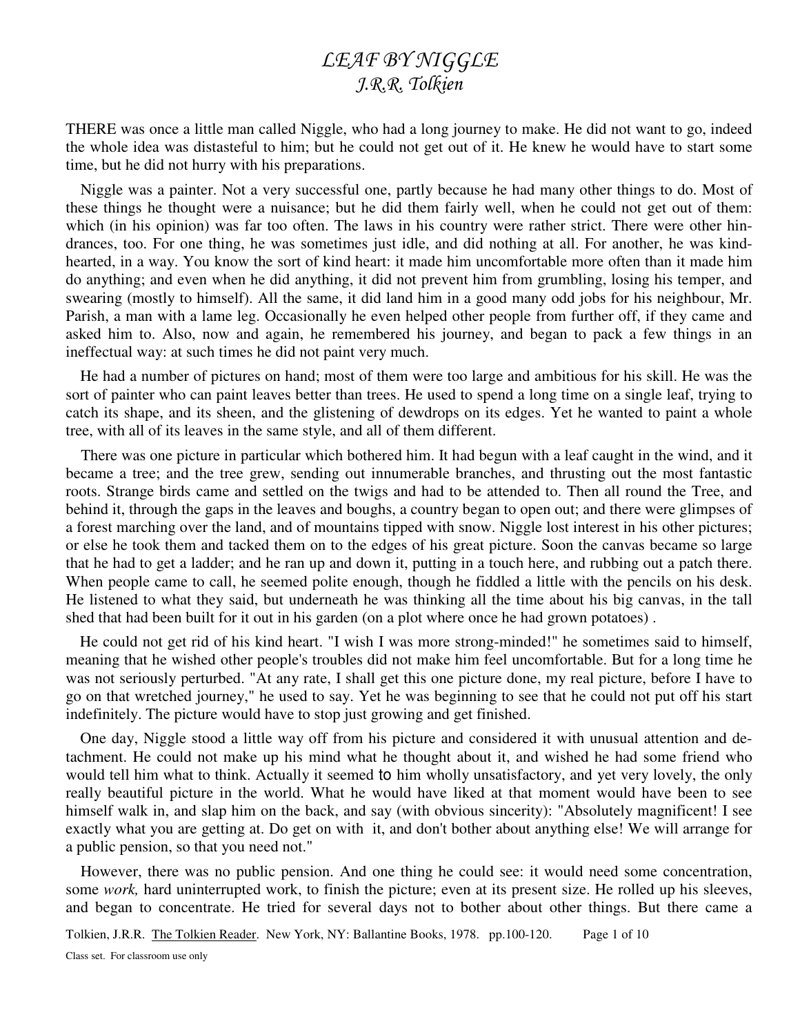# *LEAF BY NIGGLE*

## *J.R.R. Tolkien*

THERE was once a little man called Niggle, who had a long journey to make. He did not want to go, indeed the whole idea was distasteful to him; but he could not get out of it. He knew he would have to start some time, but he did not hurry with his preparations.

Niggle was a painter. Not a very successful one, partly because he had many other things to do. Most of these things he thought were a nuisance; but he did them fairly well, when he could not get out of them: which (in his opinion) was far too often. The laws in his country were rather strict. There were other hindrances, too. For one thing, he was sometimes just idle, and did nothing at all. For another, he was kind-hearted, in a way. You know the sort of kind heart: it made him uncomfortable more often than it made him do anything; and even when he did anything, it did not prevent him from grumbling, losing his temper, and swearing (mostly to himself). All the same, it did land him in a good many odd jobs for his neighbour, Mr. Parish, a man with a lame leg. Occasionally he even helped other people from further off, if they came and asked him to. Also, now and again, he remembered his journey, and began to pack a few things in an ineffectual way: at such times he did not paint very much.

He had a number of pictures on hand; most of them were too large and ambitious for his skill. He was the sort of painter who can paint leaves better than trees. He used to spend a long time on a single leaf, trying to catch its shape, and its sheen, and the glistening of dewdrops on its edges. Yet he wanted to paint a whole tree, with all of its leaves in the same style, and all of them different.

There was one picture in particular which bothered him. It had begun with a leaf caught in the wind, and it became a tree; and the tree grew, sending out innumerable branches, and thrusting out the most fantastic roots. Strange birds came and settled on the twigs and had to be attended to. Then all round the Tree, and behind it, through the gaps in the leaves and boughs, a country began to open out; and there were glimpses of a forest marching over the land, and of mountains tipped with snow. Niggle lost interest in his other pictures; or else he took them and tacked them on to the edges of his great picture. Soon the canvas became so large that he had to get a ladder; and he ran up and down it, putting in a touch here, and rubbing out a patch there. When people came to call, he seemed polite enough, though he fiddled a little with the pencils on his desk. He listened to what they said, but underneath he was thinking all the time about his big canvas, in the tall shed that had been built for it out in his garden (on a plot where once he had grown potatoes) .

He could not get rid of his kind heart. "I wish I was more strong-minded!" he sometimes said to himself, meaning that he wished other people's troubles did not make him feel uncomfortable. But for a long time he was not seriously perturbed. "At any rate, I shall get this one picture done, my real picture, before I have to go on that wretched journey," he used to say. Yet he was beginning to see that he could not put off his start indefinitely. The picture would have to stop just growing and get finished.

One day, Niggle stood a little way off from his picture and considered it with unusual attention and detachment. He could not make up his mind what he thought about it, and wished he had some friend who would tell him what to think. Actually it seemed to him wholly unsatisfactory, and yet very lovely, the only really beautiful picture in the world. What he would have liked at that moment would have been to see himself walk in, and slap him on the back, and say (with obvious sincerity): "Absolutely magnificent! I see exactly what you are getting at. Do get on with it, and don't bother about anything else! We will arrange for a public pension, so that you need not."

However, there was no public pension. And one thing he could see: it would need some concentration, some *work,* hard uninterrupted work, to finish the picture; even at its present size. He rolled up his sleeves, and began to concentrate. He tried for several days not to bother about other things. But there came a

Tolkien, J.R.R. The Tolkien Reader. New York, NY: Ballantine Books, 1978. pp.100-120.

Class set. For classroom use only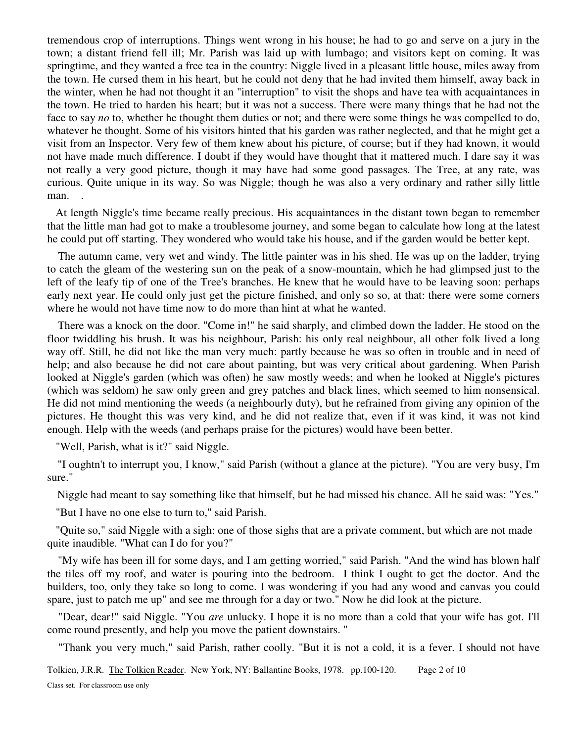tremendous crop of interruptions. Things went wrong in his house; he had to go and serve on a jury in the town; a distant friend fell ill; Mr. Parish was laid up with lumbago; and visitors kept on coming. It was springtime, and they wanted a free tea in the country: Niggle lived in a pleasant little house, miles away from the town. He cursed them in his heart, but he could not deny that he had invited them himself, away back in the winter, when he had not thought it an "interruption" to visit the shops and have tea with acquaintances in the town. He tried to harden his heart; but it was not a success. There were many things that he had not the face to say *no* to, whether he thought them duties or not; and there were some things he was compelled to do, whatever he thought. Some of his visitors hinted that his garden was rather neglected, and that he might get a visit from an Inspector. Very few of them knew about his picture, of course; but if they had known, it would not have made much difference. I doubt if they would have thought that it mattered much. I dare say it was not really a very good picture, though it may have had some good passages. The Tree, at any rate, was curious. Quite unique in its way. So was Niggle; though he was also a very ordinary and rather silly little man.

At length Niggle's time became really precious. His acquaintances in the distant town began to remember that the little man had got to make a troublesome journey, and some began to calculate how long at the latest he could put off starting. They wondered who would take his house, and if the garden would be better kept.

The autumn came, very wet and windy. The little painter was in his shed. He was up on the ladder, trying to catch the gleam of the westering sun on the peak of a snow-mountain, which he had glimpsed just to the left of the leafy tip of one of the Tree's branches. He knew that he would have to be leaving soon: perhaps early next year. He could only just get the picture finished, and only so so, at that: there were some corners where he would not have time now to do more than hint at what he wanted.

There was a knock on the door. "Come in!" he said sharply, and climbed down the ladder. He stood on the floor twiddling his brush. It was his neighbour, Parish: his only real neighbour, all other folk lived a long way off. Still, he did not like the man very much: partly because he was so often in trouble and in need of help; and also because he did not care about painting, but was very critical about gardening. When Parish looked at Niggle's garden (which was often) he saw mostly weeds; and when he looked at Niggle's pictures (which was seldom) he saw only green and grey patches and black lines, which seemed to him nonsensical. He did not mind mentioning the weeds (a neighbourly duty), but he refrained from giving any opinion of the pictures. He thought this was very kind, and he did not realize that, even if it was kind, it was not kind enough. Help with the weeds (and perhaps praise for the pictures) would have been better.

"Well, Parish, what is it?" said Niggle.

"I oughtn't to interrupt you, I know," said Parish (without a glance at the picture). "You are very busy, I'm sure."

Niggle had meant to say something like that himself, but he had missed his chance. All he said was: "Yes."

"But I have no one else to turn to," said Parish.

"Quite so," said Niggle with a sigh: one of those sighs that are a private comment, but which are not made quite inaudible. "What can I do for you?"

"My wife has been ill for some days, and I am getting worried," said Parish. "And the wind has blown half the tiles off my roof, and water is pouring into the bedroom. I think I ought to get the doctor. And the builders, too, only they take so long to come. I was wondering if you had any wood and canvas you could spare, just to patch me up" and see me through for a day or two." Now he did look at the picture.

"Dear, dear!" said Niggle. "You *are* unlucky. I hope it is no more than a cold that your wife has got. I'll come round presently, and help you move the patient downstairs. "

"Thank you very much," said Parish, rather coolly. "But it is not a cold, it is a fever. I should not have

Tolkien, J.R.R. The Tolkien Reader. New York, NY: Ballantine Books, 1978. pp.100-120.

Class set. For classroom use only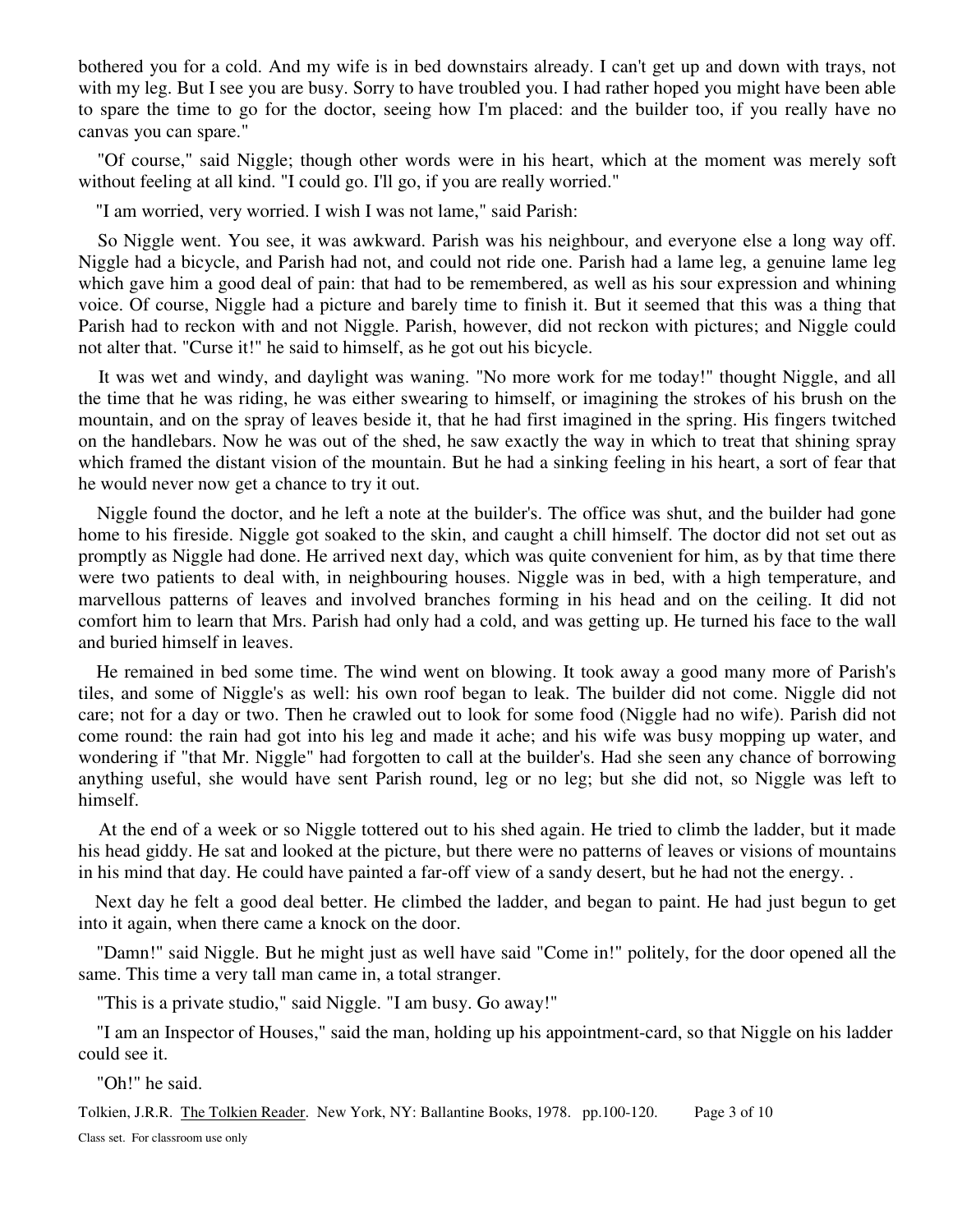bothered you for a cold. And my wife is in bed downstairs already. I can't get up and down with trays, not with my leg. But I see you are busy. Sorry to have troubled you. I had rather hoped you might have been able to spare the time to go for the doctor, seeing how I'm placed: and the builder too, if you really have no canvas you can spare."

"Of course," said Niggle; though other words were in his heart, which at the moment was merely soft without feeling at all kind. "I could go. I'll go, if you are really worried."

"I am worried, very worried. I wish I was not lame," said Parish:

So Niggle went. You see, it was awkward. Parish was his neighbour, and everyone else a long way off. Niggle had a bicycle, and Parish had not, and could not ride one. Parish had a lame leg, a genuine lame leg which gave him a good deal of pain: that had to be remembered, as well as his sour expression and whining voice. Of course, Niggle had a picture and barely time to finish it. But it seemed that this was a thing that Parish had to reckon with and not Niggle. Parish, however, did not reckon with pictures; and Niggle could not alter that. "Curse it!" he said to himself, as he got out his bicycle.

It was wet and windy, and daylight was waning. "No more work for me today!" thought Niggle, and all the time that he was riding, he was either swearing to himself, or imagining the strokes of his brush on the mountain, and on the spray of leaves beside it, that he had first imagined in the spring. His fingers twitched on the handlebars. Now he was out of the shed, he saw exactly the way in which to treat that shining spray which framed the distant vision of the mountain. But he had a sinking feeling in his heart, a sort of fear that he would never now get a chance to try it out.

Niggle found the doctor, and he left a note at the builder's. The office was shut, and the builder had gone home to his fireside. Niggle got soaked to the skin, and caught a chill himself. The doctor did not set out as promptly as Niggle had done. He arrived next day, which was quite convenient for him, as by that time there were two patients to deal with, in neighbouring houses. Niggle was in bed, with a high temperature, and marvellous patterns of leaves and involved branches forming in his head and on the ceiling. It did not comfort him to learn that Mrs. Parish had only had a cold, and was getting up. He turned his face to the wall and buried himself in leaves.

He remained in bed some time. The wind went on blowing. It took away a good many more of Parish's tiles, and some of Niggle's as well: his own roof began to leak. The builder did not come. Niggle did not care; not for a day or two. Then he crawled out to look for some food (Niggle had no wife). Parish did not come round: the rain had got into his leg and made it ache; and his wife was busy mopping up water, and wondering if "that Mr. Niggle" had forgotten to call at the builder's. Had she seen any chance of borrowing anything useful, she would have sent Parish round, leg or no leg; but she did not, so Niggle was left to himself.

At the end of a week or so Niggle tottered out to his shed again. He tried to climb the ladder, but it made his head giddy. He sat and looked at the picture, but there were no patterns of leaves or visions of mountains in his mind that day. He could have painted a far-off view of a sandy desert, but he had not the energy. .

Next day he felt a good deal better. He climbed the ladder, and began to paint. He had just begun to get into it again, when there came a knock on the door.

"Damn!" said Niggle. But he might just as well have said "Come in!" politely, for the door opened all the same. This time a very tall man came in, a total stranger.

"This is a private studio," said Niggle. "I am busy. Go away!"

"I am an Inspector of Houses," said the man, holding up his appointment-card, so that Niggle on his ladder could see it.

"Oh!" he said.

Tolkien, J.R.R. The Tolkien Reader. New York, NY: Ballantine Books, 1978. pp.100-120.

Class set. For classroom use only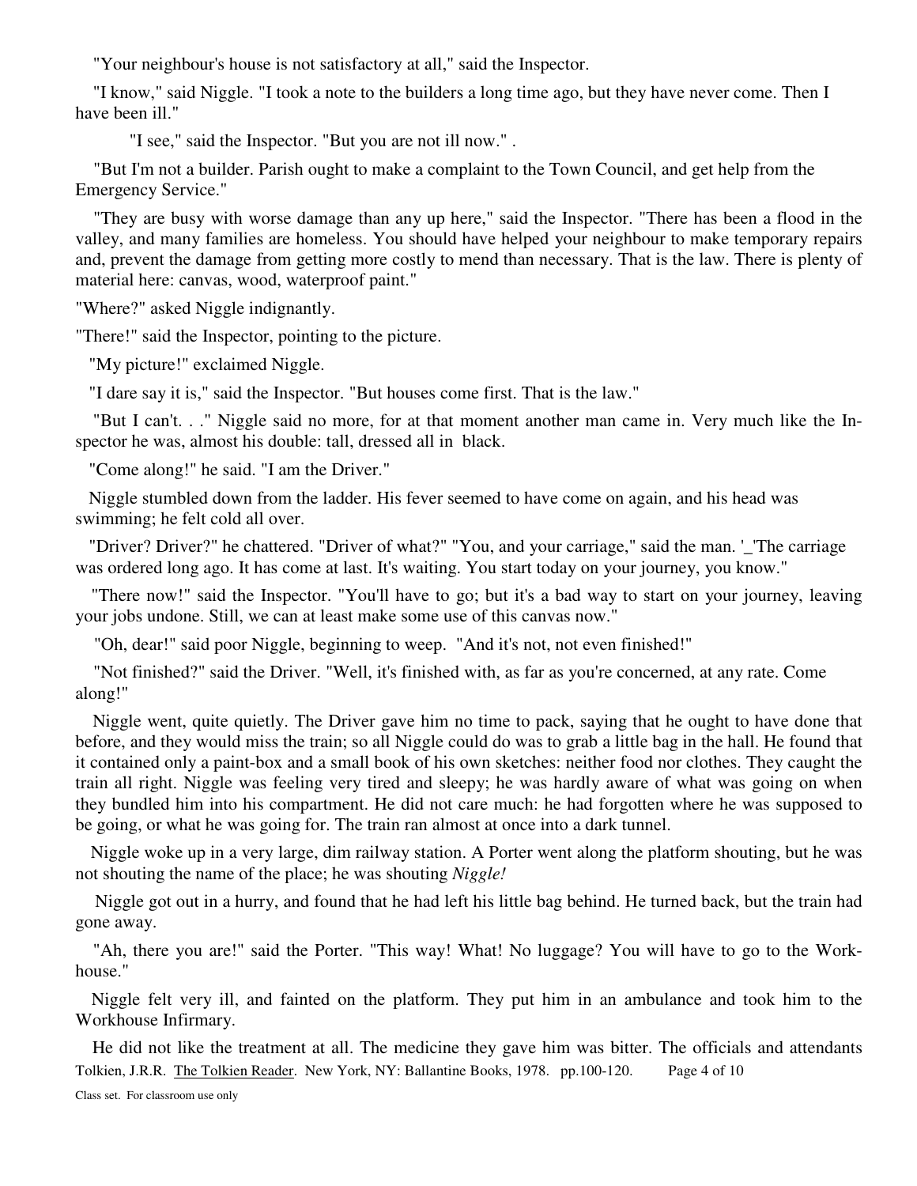"Your neighbour's house is not satisfactory at all," said the Inspector.

"I know," said Niggle. "I took a note to the builders a long time ago, but they have never come. Then I have been ill."

"I see," said the Inspector. "But you are not ill now." .

"But I'm not a builder. Parish ought to make a complaint to the Town Council, and get help from the Emergency Service."

"They are busy with worse damage than any up here," said the Inspector. "There has been a flood in the valley, and many families are homeless. You should have helped your neighbour to make temporary repairs and, prevent the damage from getting more costly to mend than necessary. That is the law. There is plenty of material here: canvas, wood, waterproof paint."

"Where?" asked Niggle indignantly.

"There!" said the Inspector, pointing to the picture.

"My picture!" exclaimed Niggle.

"I dare say it is," said the Inspector. "But houses come first. That is the law."

"But I can't. . ." Niggle said no more, for at that moment another man came in. Very much like the Inspector he was, almost his double: tall, dressed all in black.

"Come along!" he said. "I am the Driver."

Niggle stumbled down from the ladder. His fever seemed to have come on again, and his head was swimming; he felt cold all over.

"Driver? Driver?" he chattered. "Driver of what?" "You, and your carriage," said the man. '_'The carriage was ordered long ago. It has come at last. It's waiting. You start today on your journey, you know."

"There now!" said the Inspector. "You'll have to go; but it's a bad way to start on your journey, leaving your jobs undone. Still, we can at least make some use of this canvas now."

"Oh, dear!" said poor Niggle, beginning to weep. "And it's not, not even finished!"

"Not finished?" said the Driver. "Well, it's finished with, as far as you're concerned, at any rate. Come along!"

Niggle went, quite quietly. The Driver gave him no time to pack, saying that he ought to have done that before, and they would miss the train; so all Niggle could do was to grab a little bag in the hall. He found that it contained only a paint-box and a small book of his own sketches: neither food nor clothes. They caught the train all right. Niggle was feeling very tired and sleepy; he was hardly aware of what was going on when they bundled him into his compartment. He did not care much: he had forgotten where he was supposed to be going, or what he was going for. The train ran almost at once into a dark tunnel.

Niggle woke up in a very large, dim railway station. A Porter went along the platform shouting, but he was not shouting the name of the place; he was shouting *Niggle!*

Niggle got out in a hurry, and found that he had left his little bag behind. He turned back, but the train had gone away.

"Ah, there you are!" said the Porter. "This way! What! No luggage? You will have to go to the Workhouse."

Niggle felt very ill, and fainted on the platform. They put him in an ambulance and took him to the Workhouse Infirmary.

He did not like the treatment at all. The medicine they gave him was bitter. The officials and attendants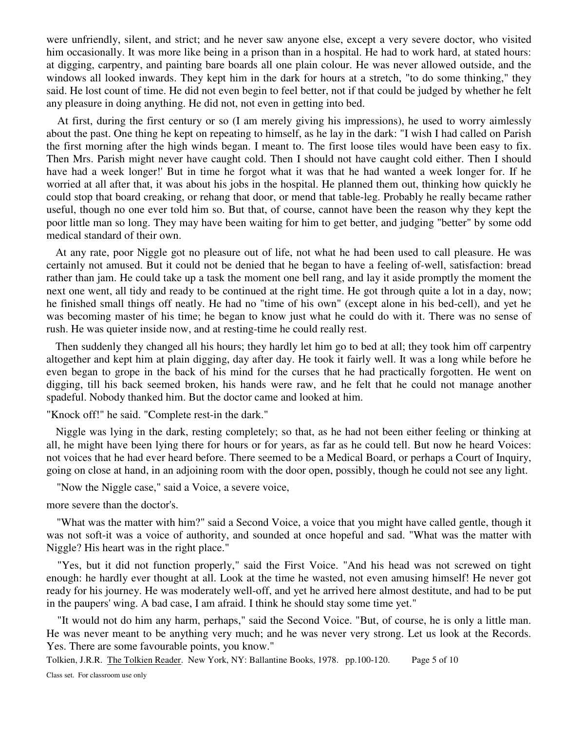were unfriendly, silent, and strict; and he never saw anyone else, except a very severe doctor, who visited him occasionally. It was more like being in a prison than in a hospital. He had to work hard, at stated hours: at digging, carpentry, and painting bare boards all one plain colour. He was never allowed outside, and the windows all looked inwards. They kept him in the dark for hours at a stretch, "to do some thinking," they said. He lost count of time. He did not even begin to feel better, not if that could be judged by whether he felt any pleasure in doing anything. He did not, not even in getting into bed.

At first, during the first century or so (I am merely giving his impressions), he used to worry aimlessly about the past. One thing he kept on repeating to himself, as he lay in the dark: "I wish I had called on Parish the first morning after the high winds began. I meant to. The first loose tiles would have been easy to fix. Then Mrs. Parish might never have caught cold. Then I should not have caught cold either. Then I should have had a week longer!' But in time he forgot what it was that he had wanted a week longer for. If he worried at all after that, it was about his jobs in the hospital. He planned them out, thinking how quickly he could stop that board creaking, or rehang that door, or mend that table-leg. Probably he really became rather useful, though no one ever told him so. But that, of course, cannot have been the reason why they kept the poor little man so long. They may have been waiting for him to get better, and judging "better" by some odd medical standard of their own.

At any rate, poor Niggle got no pleasure out of life, not what he had been used to call pleasure. He was certainly not amused. But it could not be denied that he began to have a feeling of-well, satisfaction: bread rather than jam. He could take up a task the moment one bell rang, and lay it aside promptly the moment the next one went, all tidy and ready to be continued at the right time. He got through quite a lot in a day, now; he finished small things off neatly. He had no "time of his own" (except alone in his bed-cell), and yet he was becoming master of his time; he began to know just what he could do with it. There was no sense of rush. He was quieter inside now, and at resting-time he could really rest.

Then suddenly they changed all his hours; they hardly let him go to bed at all; they took him off carpentry altogether and kept him at plain digging, day after day. He took it fairly well. It was a long while before he even began to grope in the back of his mind for the curses that he had practically forgotten. He went on digging, till his back seemed broken, his hands were raw, and he felt that he could not manage another spadeful. Nobody thanked him. But the doctor came and looked at him.

"Knock off!" he said. "Complete rest-in the dark."

Niggle was lying in the dark, resting completely; so that, as he had not been either feeling or thinking at all, he might have been lying there for hours or for years, as far as he could tell. But now he heard Voices: not voices that he had ever heard before. There seemed to be a Medical Board, or perhaps a Court of Inquiry, going on close at hand, in an adjoining room with the door open, possibly, though he could not see any light.

"Now the Niggle case," said a Voice, a severe voice, more severe than the doctor's.

"What was the matter with him?" said a Second Voice, a voice that you might have called gentle, though it was not soft-it was a voice of authority, and sounded at once hopeful and sad. "What was the matter with Niggle? His heart was in the right place."

"Yes, but it did not function properly," said the First Voice. "And his head was not screwed on tight enough: he hardly ever thought at all. Look at the time he wasted, not even amusing himself! He never got ready for his journey. He was moderately well-off, and yet he arrived here almost destitute, and had to be put in the paupers' wing. A bad case, I am afraid. I think he should stay some time yet."

"It would not do him any harm, perhaps," said the Second Voice. "But, of course, he is only a little man. He was never meant to be anything very much; and he was never very strong. Let us look at the Records. Yes. There are some favourable points, you know."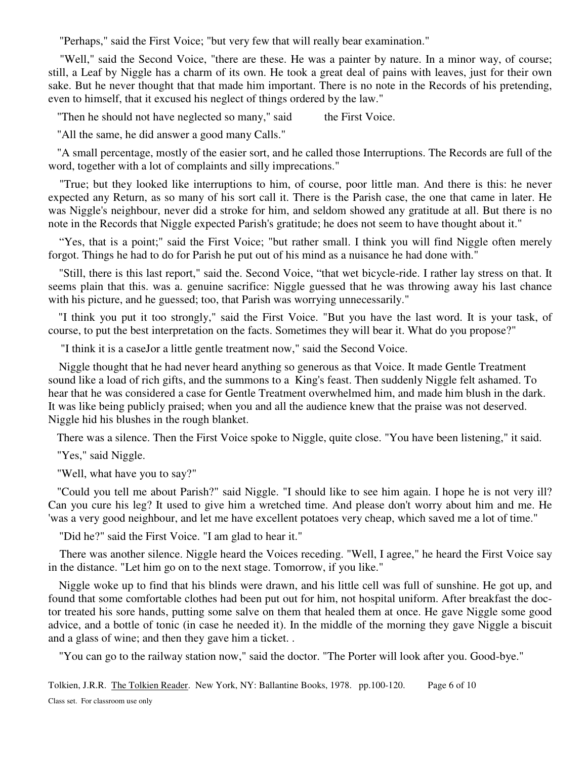"Perhaps," said the First Voice; "but very few that will really bear examination."

"Well," said the Second Voice, "there are these. He was a painter by nature. In a minor way, of course; still, a Leaf by Niggle has a charm of its own. He took a great deal of pains with leaves, just for their own sake. But he never thought that that made him important. There is no note in the Records of his pretending, even to himself, that it excused his neglect of things ordered by the law."

"Then he should not have neglected so many," said the First Voice.

"All the same, he did answer a good many Calls."

"A small percentage, mostly of the easier sort, and he called those Interruptions. The Records are full of the word, together with a lot of complaints and silly imprecations."

"True; but they looked like interruptions to him, of course, poor little man. And there is this: he never expected any Return, as so many of his sort call it. There is the Parish case, the one that came in later. He was Niggle's neighbour, never did a stroke for him, and seldom showed any gratitude at all. But there is no note in the Records that Niggle expected Parish's gratitude; he does not seem to have thought about it."

"Yes, that is a point;" said the First Voice; "but rather small. I think you will find Niggle often merely forgot. Things he had to do for Parish he put out of his mind as a nuisance he had done with."

"Still, there is this last report," said the. Second Voice, "that wet bicycle-ride. I rather lay stress on that. It seems plain that this. was a. genuine sacrifice: Niggle guessed that he was throwing away his last chance with his picture, and he guessed; too, that Parish was worrying unnecessarily."

"I think you put it too strongly," said the First Voice. "But you have the last word. It is your task, of course, to put the best interpretation on the facts. Sometimes they will bear it. What do you propose?"

"I think it is a caseJor a little gentle treatment now," said the Second Voice.

Niggle thought that he had never heard anything so generous as that Voice. It made Gentle Treatment sound like a load of rich gifts, and the summons to a King's feast. Then suddenly Niggle felt ashamed. To hear that he was considered a case for Gentle Treatment overwhelmed him, and made him blush in the dark. It was like being publicly praised; when you and all the audience knew that the praise was not deserved. Niggle hid his blushes in the rough blanket.

There was a silence. Then the First Voice spoke to Niggle, quite close. "You have been listening," it said.

"Yes," said Niggle.

"Well, what have you to say?"

"Could you tell me about Parish?" said Niggle. "I should like to see him again. I hope he is not very ill? Can you cure his leg? It used to give him a wretched time. And please don't worry about him and me. He 'was a very good neighbour, and let me have excellent potatoes very cheap, which saved me a lot of time."

"Did he?" said the First Voice. "I am glad to hear it."

There was another silence. Niggle heard the Voices receding. "Well, I agree," he heard the First Voice say in the distance. "Let him go on to the next stage. Tomorrow, if you like."

Niggle woke up to find that his blinds were drawn, and his little cell was full of sunshine. He got up, and found that some comfortable clothes had been put out for him, not hospital uniform. After breakfast the doctor treated his sore hands, putting some salve on them that healed them at once. He gave Niggle some good advice, and a bottle of tonic (in case he needed it). In the middle of the morning they gave Niggle a biscuit and a glass of wine; and then they gave him a ticket. .

"You can go to the railway station now," said the doctor. "The Porter will look after you. Good-bye."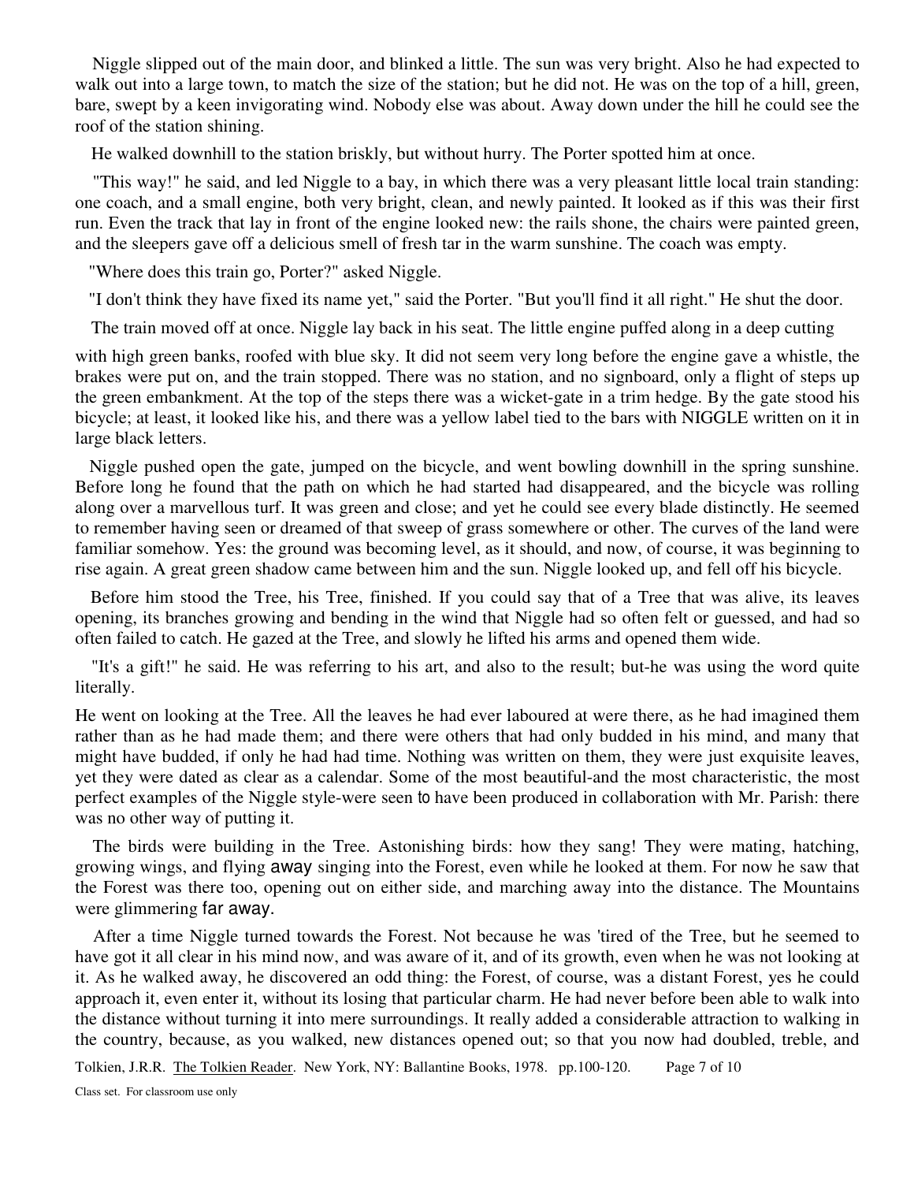Niggle slipped out of the main door, and blinked a little. The sun was very bright. Also he had expected to walk out into a large town, to match the size of the station; but he did not. He was on the top of a hill, green, bare, swept by a keen invigorating wind. Nobody else was about. Away down under the hill he could see the roof of the station shining.

He walked downhill to the station briskly, but without hurry. The Porter spotted him at once.

"This way!" he said, and led Niggle to a bay, in which there was a very pleasant little local train standing: one coach, and a small engine, both very bright, clean, and newly painted. It looked as if this was their first run. Even the track that lay in front of the engine looked new: the rails shone, the chairs were painted green, and the sleepers gave off a delicious smell of fresh tar in the warm sunshine. The coach was empty.

"Where does this train go, Porter?" asked Niggle.

"I don't think they have fixed its name yet," said the Porter. "But you'll find it all right." He shut the door.

The train moved off at once. Niggle lay back in his seat. The little engine puffed along in a deep cutting with high green banks, roofed with blue sky. It did not seem very long before the engine gave a whistle, the brakes were put on, and the train stopped. There was no station, and no signboard, only a flight of steps up the green embankment. At the top of the steps there was a wicket-gate in a trim hedge. By the gate stood his bicycle; at least, it looked like his, and there was a yellow label tied to the bars with NIGGLE written on it in large black letters.

Niggle pushed open the gate, jumped on the bicycle, and went bowling downhill in the spring sunshine. Before long he found that the path on which he had started had disappeared, and the bicycle was rolling along over a marvellous turf. It was green and close; and yet he could see every blade distinctly. He seemed to remember having seen or dreamed of that sweep of grass somewhere or other. The curves of the land were familiar somehow. Yes: the ground was becoming level, as it should, and now, of course, it was beginning to rise again. A great green shadow came between him and the sun. Niggle looked up, and fell off his bicycle.

Before him stood the Tree, his Tree, finished. If you could say that of a Tree that was alive, its leaves opening, its branches growing and bending in the wind that Niggle had so often felt or guessed, and had so often failed to catch. He gazed at the Tree, and slowly he lifted his arms and opened them wide.

"It's a gift!" he said. He was referring to his art, and also to the result; but-he was using the word quite literally.

He went on looking at the Tree. All the leaves he had ever laboured at were there, as he had imagined them rather than as he had made them; and there were others that had only budded in his mind, and many that might have budded, if only he had had time. Nothing was written on them, they were just exquisite leaves, yet they were dated as clear as a calendar. Some of the most beautiful-and the most characteristic, the most perfect examples of the Niggle style-were seen to have been produced in collaboration with Mr. Parish: there was no other way of putting it.

The birds were building in the Tree. Astonishing birds: how they sang! They were mating, hatching, growing wings, and flying away singing into the Forest, even while he looked at them. For now he saw that the Forest was there too, opening out on either side, and marching away into the distance. The Mountains were glimmering far away.

After a time Niggle turned towards the Forest. Not because he was 'tired of the Tree, but he seemed to have got it all clear in his mind now, and was aware of it, and of its growth, even when he was not looking at it. As he walked away, he discovered an odd thing: the Forest, of course, was a distant Forest, yes he could approach it, even enter it, without its losing that particular charm. He had never before been able to walk into the distance without turning it into mere surroundings. It really added a considerable attraction to walking in the country, because, as you walked, new distances opened out; so that you now had doubled, treble, and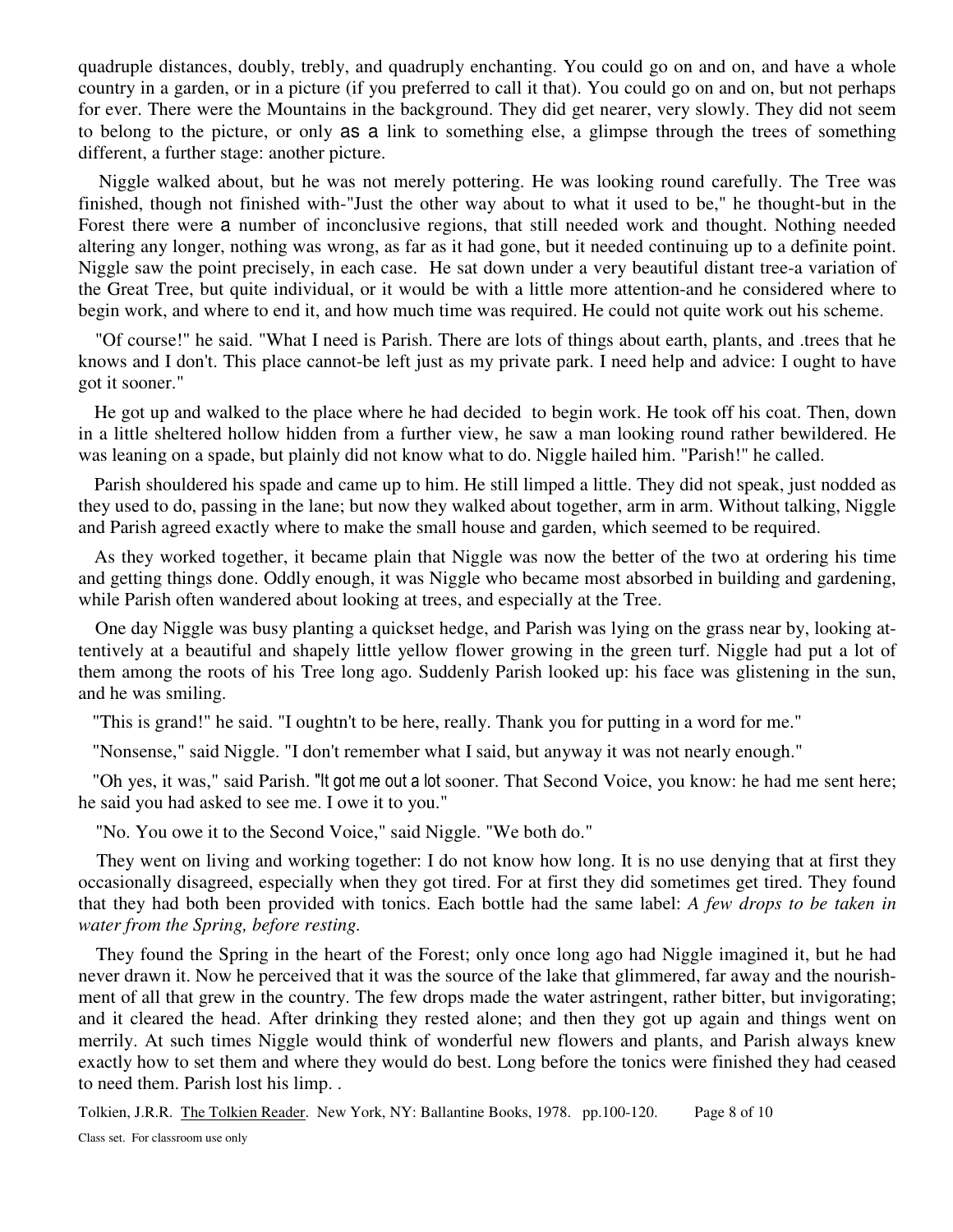quadruple distances, doubly, trebly, and quadruply enchanting. You could go on and on, and have a whole country in a garden, or in a picture (if you preferred to call it that). You could go on and on, but not perhaps for ever. There were the Mountains in the background. They did get nearer, very slowly. They did not seem to belong to the picture, or only as a link to something else, a glimpse through the trees of something different, a further stage: another picture.

Niggle walked about, but he was not merely pottering. He was looking round carefully. The Tree was finished, though not finished with-"Just the other way about to what it used to be," he thought-but in the Forest there were a number of inconclusive regions, that still needed work and thought. Nothing needed altering any longer, nothing was wrong, as far as it had gone, but it needed continuing up to a definite point. Niggle saw the point precisely, in each case. He sat down under a very beautiful distant tree-a variation of the Great Tree, but quite individual, or it would be with a little more attention-and he considered where to begin work, and where to end it, and how much time was required. He could not quite work out his scheme.

"Of course!" he said. "What I need is Parish. There are lots of things about earth, plants, and .trees that he knows and I don't. This place cannot-be left just as my private park. I need help and advice: I ought to have got it sooner."

He got up and walked to the place where he had decided to begin work. He took off his coat. Then, down in a little sheltered hollow hidden from a further view, he saw a man looking round rather bewildered. He was leaning on a spade, but plainly did not know what to do. Niggle hailed him. "Parish!" he called.

Parish shouldered his spade and came up to him. He still limped a little. They did not speak, just nodded as they used to do, passing in the lane; but now they walked about together, arm in arm. Without talking, Niggle and Parish agreed exactly where to make the small house and garden, which seemed to be required.

As they worked together, it became plain that Niggle was now the better of the two at ordering his time and getting things done. Oddly enough, it was Niggle who became most absorbed in building and gardening, while Parish often wandered about looking at trees, and especially at the Tree.

One day Niggle was busy planting a quickset hedge, and Parish was lying on the grass near by, looking attentively at a beautiful and shapely little yellow flower growing in the green turf. Niggle had put a lot of them among the roots of his Tree long ago. Suddenly Parish looked up: his face was glistening in the sun, and he was smiling.

"This is grand!" he said. "I oughtn't to be here, really. Thank you for putting in a word for me."

"Nonsense," said Niggle. "I don't remember what I said, but anyway it was not nearly enough."

"Oh yes, it was," said Parish. "It got me out a lot sooner. That Second Voice, you know: he had me sent here; he said you had asked to see me. I owe it to you."

"No. You owe it to the Second Voice," said Niggle. "We both do."

They went on living and working together: I do not know how long. It is no use denying that at first they occasionally disagreed, especially when they got tired. For at first they did sometimes get tired. They found that they had both been provided with tonics. Each bottle had the same label: *A few drops to be taken in water from the Spring, before resting.*

They found the Spring in the heart of the Forest; only once long ago had Niggle imagined it, but he had never drawn it. Now he perceived that it was the source of the lake that glimmered, far away and the nourishment of all that grew in the country. The few drops made the water astringent, rather bitter, but invigorating; and it cleared the head. After drinking they rested alone; and then they got up again and things went on merrily. At such times Niggle would think of wonderful new flowers and plants, and Parish always knew exactly how to set them and where they would do best. Long before the tonics were finished they had ceased to need them. Parish lost his limp. .

Tolkien, J.R.R. The Tolkien Reader. New York, NY: Ballantine Books, 1978. pp.100-120.

Class set. For classroom use only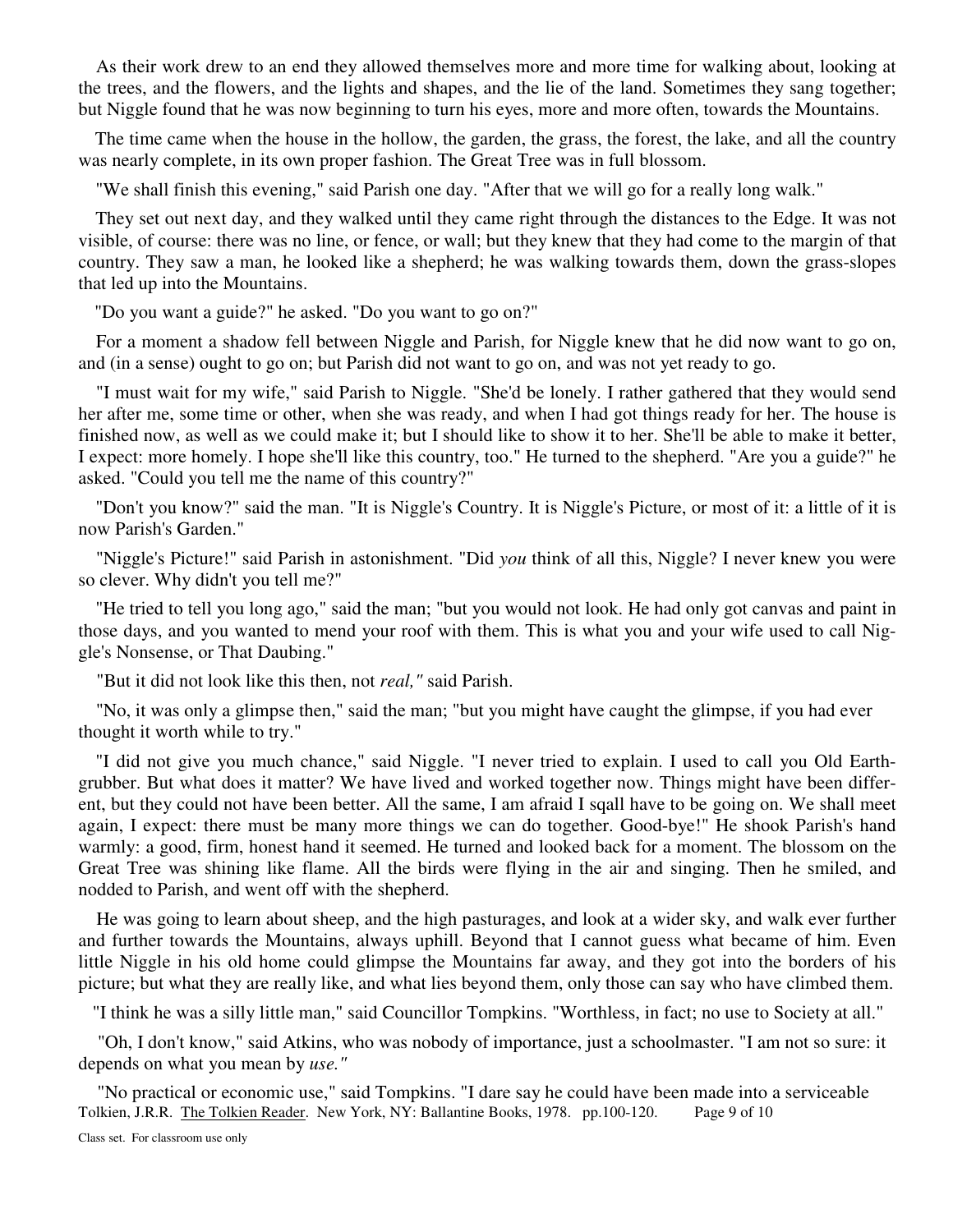As their work drew to an end they allowed themselves more and more time for walking about, looking at the trees, and the flowers, and the lights and shapes, and the lie of the land. Sometimes they sang together; but Niggle found that he was now beginning to turn his eyes, more and more often, towards the Mountains.

The time came when the house in the hollow, the garden, the grass, the forest, the lake, and all the country was nearly complete, in its own proper fashion. The Great Tree was in full blossom.

"We shall finish this evening," said Parish one day. "After that we will go for a really long walk."

They set out next day, and they walked until they came right through the distances to the Edge. It was not visible, of course: there was no line, or fence, or wall; but they knew that they had come to the margin of that country. They saw a man, he looked like a shepherd; he was walking towards them, down the grass-slopes that led up into the Mountains.

"Do you want a guide?" he asked. "Do you want to go on?"

For a moment a shadow fell between Niggle and Parish, for Niggle knew that he did now want to go on, and (in a sense) ought to go on; but Parish did not want to go on, and was not yet ready to go.

"I must wait for my wife," said Parish to Niggle. "She'd be lonely. I rather gathered that they would send her after me, some time or other, when she was ready, and when I had got things ready for her. The house is finished now, as well as we could make it; but I should like to show it to her. She'll be able to make it better, I expect: more homely. I hope she'll like this country, too." He turned to the shepherd. "Are you a guide?" he asked. "Could you tell me the name of this country?"

"Don't you know?" said the man. "It is Niggle's Country. It is Niggle's Picture, or most of it: a little of it is now Parish's Garden."

"Niggle's Picture!" said Parish in astonishment. "Did *you* think of all this, Niggle? I never knew you were so clever. Why didn't you tell me?"

"He tried to tell you long ago," said the man; "but you would not look. He had only got canvas and paint in those days, and you wanted to mend your roof with them. This is what you and your wife used to call Niggle's Nonsense, or That Daubing."

"But it did not look like this then, not *real,"* said Parish.

"No, it was only a glimpse then," said the man; "but you might have caught the glimpse, if you had ever thought it worth while to try."

"I did not give you much chance," said Niggle. "I never tried to explain. I used to call you Old Earth-grubber. But what does it matter? We have lived and worked together now. Things might have been different, but they could not have been better. All the same, I am afraid I sqall have to be going on. We shall meet again, I expect: there must be many more things we can do together. Good-bye!" He shook Parish's hand warmly: a good, firm, honest hand it seemed. He turned and looked back for a moment. The blossom on the Great Tree was shining like flame. All the birds were flying in the air and singing. Then he smiled, and nodded to Parish, and went off with the shepherd.

He was going to learn about sheep, and the high pasturages, and look at a wider sky, and walk ever further and further towards the Mountains, always uphill. Beyond that I cannot guess what became of him. Even little Niggle in his old home could glimpse the Mountains far away, and they got into the borders of his picture; but what they are really like, and what lies beyond them, only those can say who have climbed them.

"I think he was a silly little man," said Councillor Tompkins. "Worthless, in fact; no use to Society at all."

"Oh, I don't know," said Atkins, who was nobody of importance, just a schoolmaster. "I am not so sure: it depends on what you mean by *use."*

"No practical or economic use," said Tompkins. "I dare say he could have been made into a serviceable

Tolkien, J.R.R. The Tolkien Reader. New York, NY: Ballantine Books, 1978. pp.100-120.

Class set. For classroom use only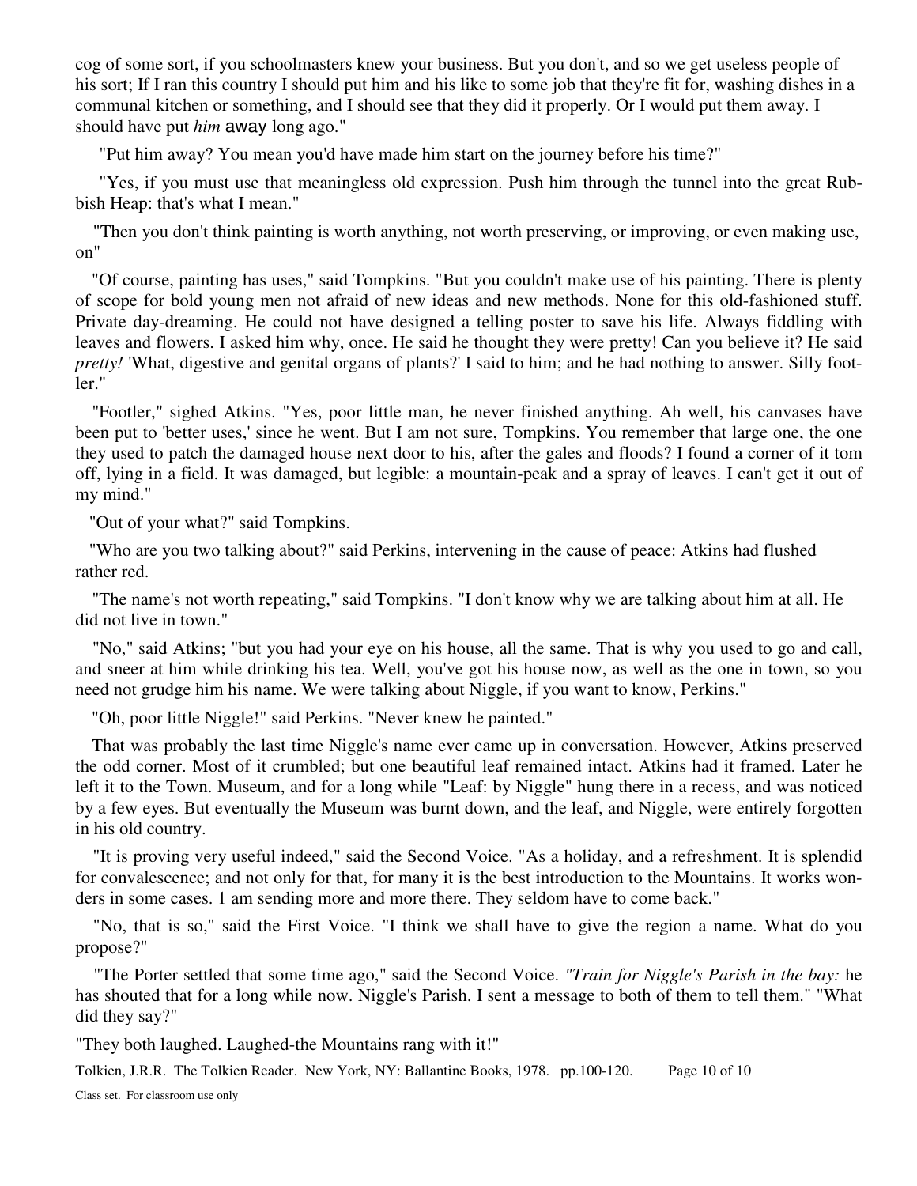cog of some sort, if you schoolmasters knew your business. But you don't, and so we get useless people of his sort; If I ran this country I should put him and his like to some job that they're fit for, washing dishes in a communal kitchen or something, and I should see that they did it properly. Or I would put them away. I should have put *him* away long ago."

"Put him away? You mean you'd have made him start on the journey before his time?"

"Yes, if you must use that meaningless old expression. Push him through the tunnel into the great Rubbish Heap: that's what I mean."

"Then you don't think painting is worth anything, not worth preserving, or improving, or even making use, on"

"Of course, painting has uses," said Tompkins. "But you couldn't make use of his painting. There is plenty of scope for bold young men not afraid of new ideas and new methods. None for this old-fashioned stuff. Private day-dreaming. He could not have designed a telling poster to save his life. Always fiddling with leaves and flowers. I asked him why, once. He said he thought they were pretty! Can you believe it? He said *pretty!* 'What, digestive and genital organs of plants?' I said to him; and he had nothing to answer. Silly footler."

"Footler," sighed Atkins. "Yes, poor little man, he never finished anything. Ah well, his canvases have been put to 'better uses,' since he went. But I am not sure, Tompkins. You remember that large one, the one they used to patch the damaged house next door to his, after the gales and floods? I found a corner of it tom off, lying in a field. It was damaged, but legible: a mountain-peak and a spray of leaves. I can't get it out of my mind."

"Out of your what?" said Tompkins.

"Who are you two talking about?" said Perkins, intervening in the cause of peace: Atkins had flushed rather red.

"The name's not worth repeating," said Tompkins. "I don't know why we are talking about him at all. He did not live in town."

"No," said Atkins; "but you had your eye on his house, all the same. That is why you used to go and call, and sneer at him while drinking his tea. Well, you've got his house now, as well as the one in town, so you need not grudge him his name. We were talking about Niggle, if you want to know, Perkins."

"Oh, poor little Niggle!" said Perkins. "Never knew he painted."

That was probably the last time Niggle's name ever came up in conversation. However, Atkins preserved the odd corner. Most of it crumbled; but one beautiful leaf remained intact. Atkins had it framed. Later he left it to the Town. Museum, and for a long while "Leaf: by Niggle" hung there in a recess, and was noticed by a few eyes. But eventually the Museum was burnt down, and the leaf, and Niggle, were entirely forgotten in his old country.

"It is proving very useful indeed," said the Second Voice. "As a holiday, and a refreshment. It is splendid for convalescence; and not only for that, for many it is the best introduction to the Mountains. It works wonders in some cases. 1 am sending more and more there. They seldom have to come back."

"No, that is so," said the First Voice. "I think we shall have to give the region a name. What do you propose?"

"The Porter settled that some time ago," said the Second Voice. *"Train for Niggle's Parish in the bay:* he has shouted that for a long while now. Niggle's Parish. I sent a message to both of them to tell them." "What did they say?"

"They both laughed. Laughed-the Mountains rang with it!"

Tolkien, J.R.R. The Tolkien Reader. New York, NY: Ballantine Books, 1978. pp.100-120.

Class set. For classroom use only